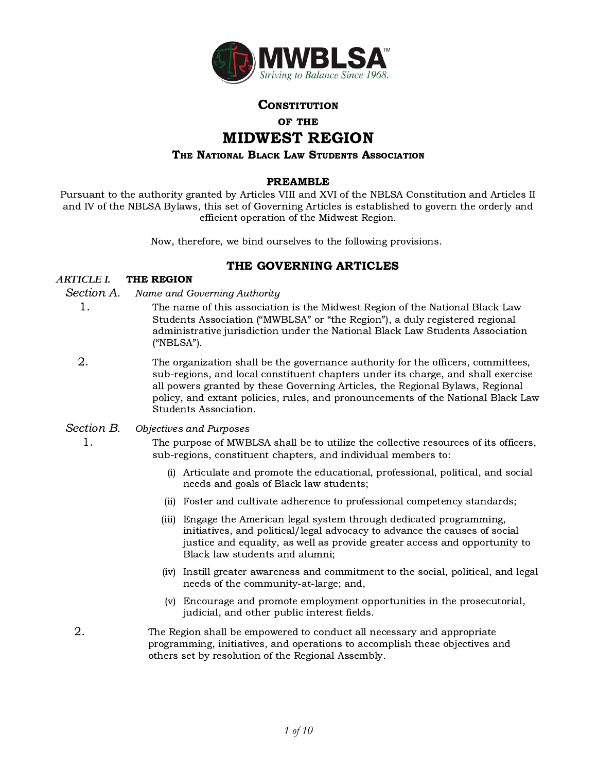# CONSTITUTION

## OF THE

# MIDWEST REGION

## THE NATIONAL BLACK LAW STUDENTS ASSOCIATION

### PREAMBLE

Pursuant to the authority granted by Articles VIII and XVI of the NBLSA Constitution and Articles II and IV of the NBLSA Bylaws, this set of Governing Articles is established to govern the orderly and efficient operation of the Midwest Region.

Now, therefore, we bind ourselves to the following provisions.

## THE GOVERNING ARTICLES

### *ARTICLE I.* THE REGION

#### *Section A.* *Name and Governing Authority*

1. The name of this association is the Midwest Region of the National Black Law Students Association ("MWBLSA" or "the Region"), a duly registered regional administrative jurisdiction under the National Black Law Students Association ("NBLSA").

2. The organization shall be the governance authority for the officers, committees, sub-regions, and local constituent chapters under its charge, and shall exercise all powers granted by these Governing Articles, the Regional Bylaws, Regional policy, and extant policies, rules, and pronouncements of the National Black Law Students Association.

#### *Section B.* *Objectives and Purposes*

1. The purpose of MWBLSA shall be to utilize the collective resources of its officers, sub-regions, constituent chapters, and individual members to:

   (i) Articulate and promote the educational, professional, political, and social needs and goals of Black law students;

   (ii) Foster and cultivate adherence to professional competency standards;

   (iii) Engage the American legal system through dedicated programming, initiatives, and political/legal advocacy to advance the causes of social justice and equality, as well as provide greater access and opportunity to Black law students and alumni;

   (iv) Instill greater awareness and commitment to the social, political, and legal needs of the community-at-large; and,

   (v) Encourage and promote employment opportunities in the prosecutorial, judicial, and other public interest fields.

2. The Region shall be empowered to conduct all necessary and appropriate programming, initiatives, and operations to accomplish these objectives and others set by resolution of the Regional Assembly.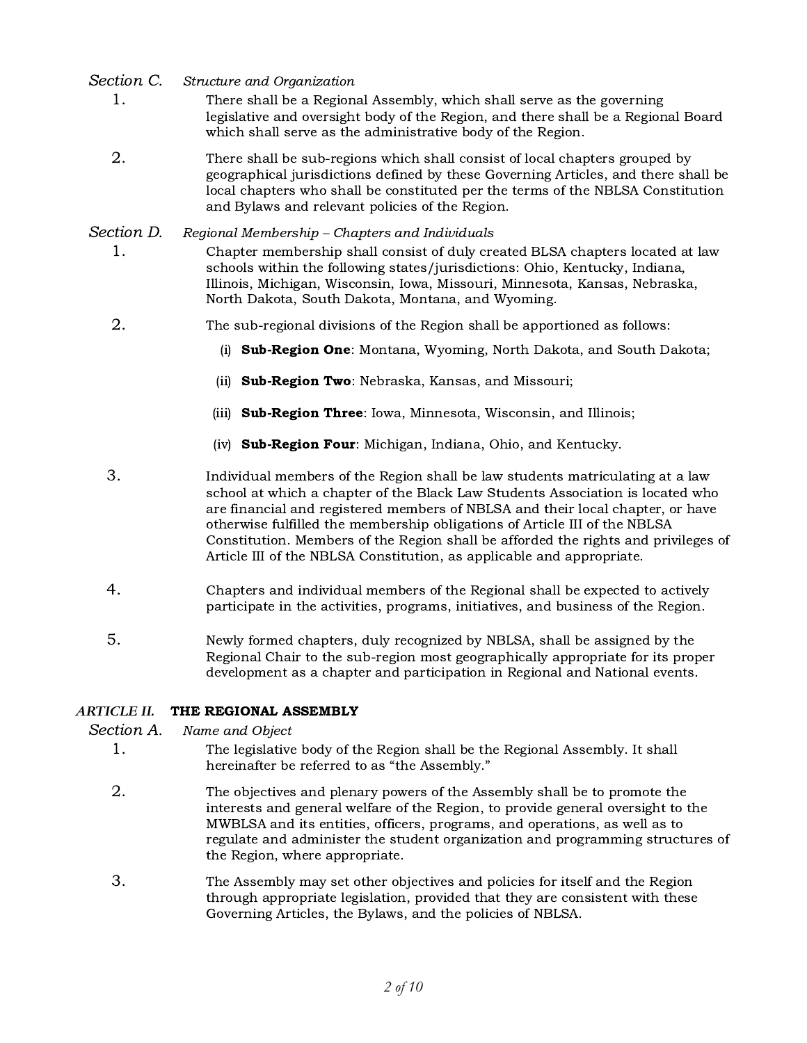### *Section C.* *Structure and Organization*

1. There shall be a Regional Assembly, which shall serve as the governing legislative and oversight body of the Region, and there shall be a Regional Board which shall serve as the administrative body of the Region.

2. There shall be sub-regions which shall consist of local chapters grouped by geographical jurisdictions defined by these Governing Articles, and there shall be local chapters who shall be constituted per the terms of the NBLSA Constitution and Bylaws and relevant policies of the Region.

### *Section D.* *Regional Membership – Chapters and Individuals*

1. Chapter membership shall consist of duly created BLSA chapters located at law schools within the following states/jurisdictions: Ohio, Kentucky, Indiana, Illinois, Michigan, Wisconsin, Iowa, Missouri, Minnesota, Kansas, Nebraska, North Dakota, South Dakota, Montana, and Wyoming.

2. The sub-regional divisions of the Region shall be apportioned as follows:

   (i) **Sub-Region One**: Montana, Wyoming, North Dakota, and South Dakota;

   (ii) **Sub-Region Two**: Nebraska, Kansas, and Missouri;

   (iii) **Sub-Region Three**: Iowa, Minnesota, Wisconsin, and Illinois;

   (iv) **Sub-Region Four**: Michigan, Indiana, Ohio, and Kentucky.

3. Individual members of the Region shall be law students matriculating at a law school at which a chapter of the Black Law Students Association is located who are financial and registered members of NBLSA and their local chapter, or have otherwise fulfilled the membership obligations of Article III of the NBLSA Constitution. Members of the Region shall be afforded the rights and privileges of Article III of the NBLSA Constitution, as applicable and appropriate.

4. Chapters and individual members of the Regional shall be expected to actively participate in the activities, programs, initiatives, and business of the Region.

5. Newly formed chapters, duly recognized by NBLSA, shall be assigned by the Regional Chair to the sub-region most geographically appropriate for its proper development as a chapter and participation in Regional and National events.

## *ARTICLE II.* THE REGIONAL ASSEMBLY

### *Section A.* *Name and Object*

1. The legislative body of the Region shall be the Regional Assembly. It shall hereinafter be referred to as "the Assembly."

2. The objectives and plenary powers of the Assembly shall be to promote the interests and general welfare of the Region, to provide general oversight to the MWBLSA and its entities, officers, programs, and operations, as well as to regulate and administer the student organization and programming structures of the Region, where appropriate.

3. The Assembly may set other objectives and policies for itself and the Region through appropriate legislation, provided that they are consistent with these Governing Articles, the Bylaws, and the policies of NBLSA.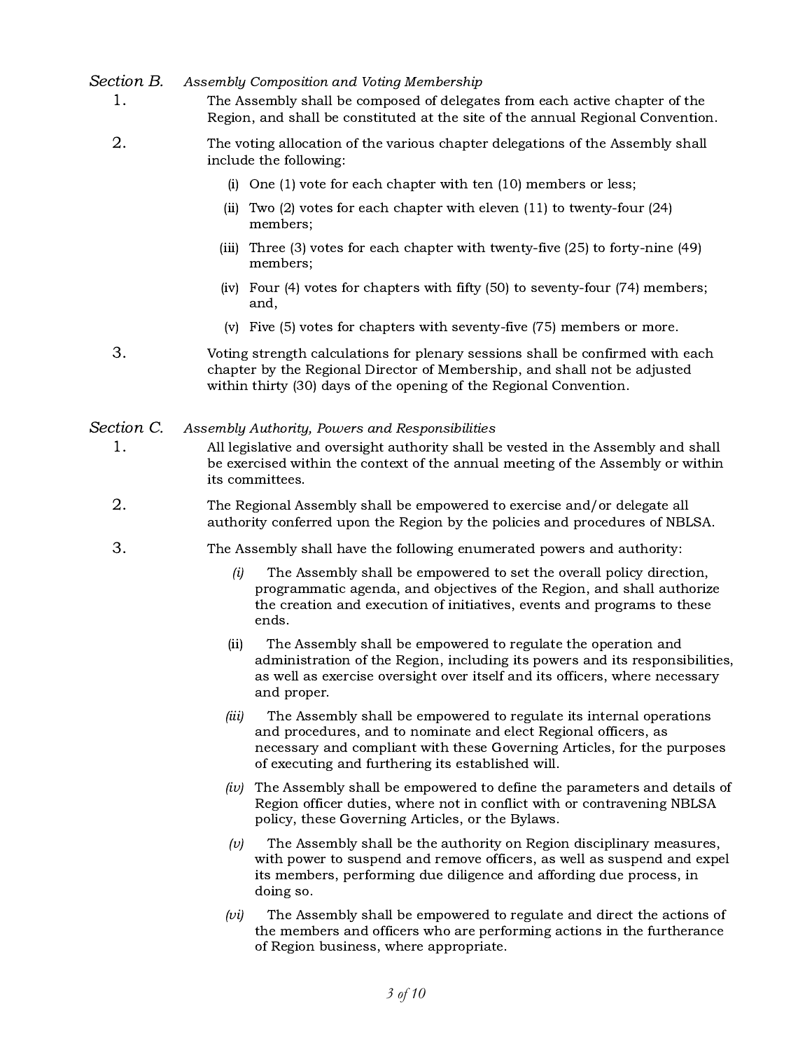### *Section B.* *Assembly Composition and Voting Membership*

1. The Assembly shall be composed of delegates from each active chapter of the Region, and shall be constituted at the site of the annual Regional Convention.

2. The voting allocation of the various chapter delegations of the Assembly shall include the following:

   (i) One (1) vote for each chapter with ten (10) members or less;

   (ii) Two (2) votes for each chapter with eleven (11) to twenty-four (24) members;

   (iii) Three (3) votes for each chapter with twenty-five (25) to forty-nine (49) members;

   (iv) Four (4) votes for chapters with fifty (50) to seventy-four (74) members; and,

   (v) Five (5) votes for chapters with seventy-five (75) members or more.

3. Voting strength calculations for plenary sessions shall be confirmed with each chapter by the Regional Director of Membership, and shall not be adjusted within thirty (30) days of the opening of the Regional Convention.

### *Section C.* *Assembly Authority, Powers and Responsibilities*

1. All legislative and oversight authority shall be vested in the Assembly and shall be exercised within the context of the annual meeting of the Assembly or within its committees.

2. The Regional Assembly shall be empowered to exercise and/or delegate all authority conferred upon the Region by the policies and procedures of NBLSA.

3. The Assembly shall have the following enumerated powers and authority:

   *(i)* The Assembly shall be empowered to set the overall policy direction, programmatic agenda, and objectives of the Region, and shall authorize the creation and execution of initiatives, events and programs to these ends.

   (ii) The Assembly shall be empowered to regulate the operation and administration of the Region, including its powers and its responsibilities, as well as exercise oversight over itself and its officers, where necessary and proper.

   *(iii)* The Assembly shall be empowered to regulate its internal operations and procedures, and to nominate and elect Regional officers, as necessary and compliant with these Governing Articles, for the purposes of executing and furthering its established will.

   *(iv)* The Assembly shall be empowered to define the parameters and details of Region officer duties, where not in conflict with or contravening NBLSA policy, these Governing Articles, or the Bylaws.

   *(v)* The Assembly shall be the authority on Region disciplinary measures, with power to suspend and remove officers, as well as suspend and expel its members, performing due diligence and affording due process, in doing so.

   *(vi)* The Assembly shall be empowered to regulate and direct the actions of the members and officers who are performing actions in the furtherance of Region business, where appropriate.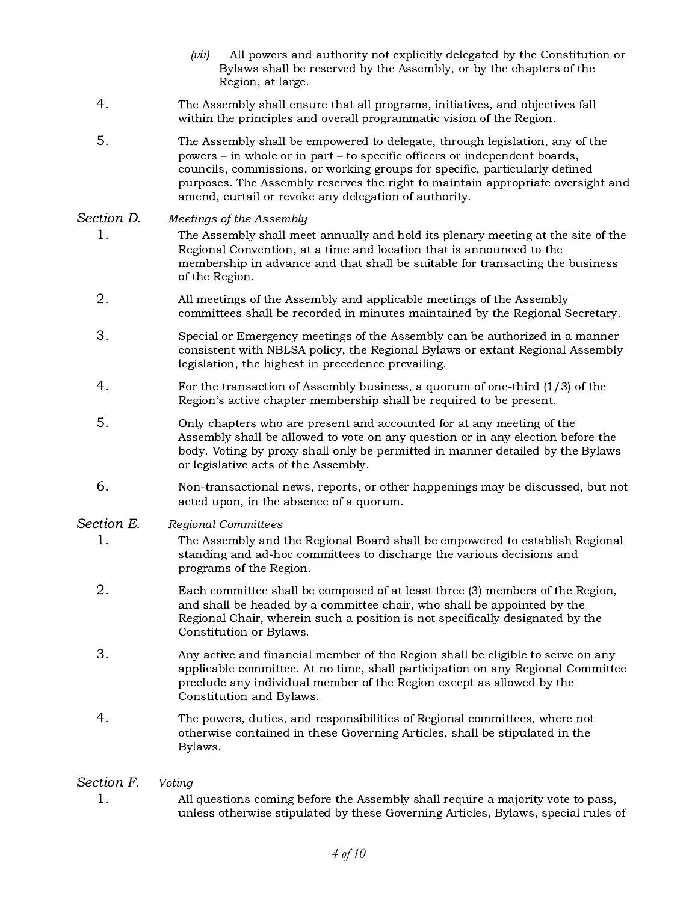(vii) All powers and authority not explicitly delegated by the Constitution or Bylaws shall be reserved by the Assembly, or by the chapters of the Region, at large.

4. The Assembly shall ensure that all programs, initiatives, and objectives fall within the principles and overall programmatic vision of the Region.

5. The Assembly shall be empowered to delegate, through legislation, any of the powers – in whole or in part – to specific officers or independent boards, councils, commissions, or working groups for specific, particularly defined purposes. The Assembly reserves the right to maintain appropriate oversight and amend, curtail or revoke any delegation of authority.

*Section D.* *Meetings of the Assembly*

1. The Assembly shall meet annually and hold its plenary meeting at the site of the Regional Convention, at a time and location that is announced to the membership in advance and that shall be suitable for transacting the business of the Region.

2. All meetings of the Assembly and applicable meetings of the Assembly committees shall be recorded in minutes maintained by the Regional Secretary.

3. Special or Emergency meetings of the Assembly can be authorized in a manner consistent with NBLSA policy, the Regional Bylaws or extant Regional Assembly legislation, the highest in precedence prevailing.

4. For the transaction of Assembly business, a quorum of one-third (1/3) of the Region's active chapter membership shall be required to be present.

5. Only chapters who are present and accounted for at any meeting of the Assembly shall be allowed to vote on any question or in any election before the body. Voting by proxy shall only be permitted in manner detailed by the Bylaws or legislative acts of the Assembly.

6. Non-transactional news, reports, or other happenings may be discussed, but not acted upon, in the absence of a quorum.

*Section E.* *Regional Committees*

1. The Assembly and the Regional Board shall be empowered to establish Regional standing and ad-hoc committees to discharge the various decisions and programs of the Region.

2. Each committee shall be composed of at least three (3) members of the Region, and shall be headed by a committee chair, who shall be appointed by the Regional Chair, wherein such a position is not specifically designated by the Constitution or Bylaws.

3. Any active and financial member of the Region shall be eligible to serve on any applicable committee. At no time, shall participation on any Regional Committee preclude any individual member of the Region except as allowed by the Constitution and Bylaws.

4. The powers, duties, and responsibilities of Regional committees, where not otherwise contained in these Governing Articles, shall be stipulated in the Bylaws.

*Section F.* *Voting*

1. All questions coming before the Assembly shall require a majority vote to pass, unless otherwise stipulated by these Governing Articles, Bylaws, special rules of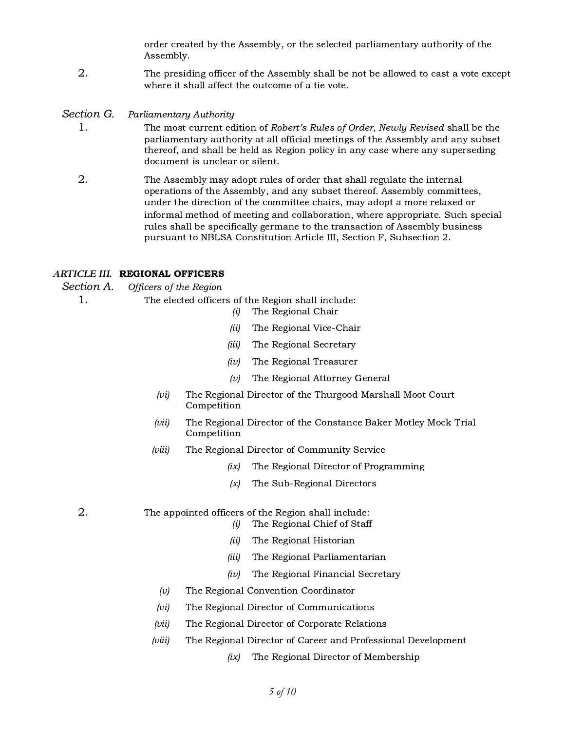order created by the Assembly, or the selected parliamentary authority of the Assembly.

2. The presiding officer of the Assembly shall be not be allowed to cast a vote except where it shall affect the outcome of a tie vote.

*Section G.* *Parliamentary Authority*

1. The most current edition of *Robert's Rules of Order, Newly Revised* shall be the parliamentary authority at all official meetings of the Assembly and any subset thereof, and shall be held as Region policy in any case where any superseding document is unclear or silent.

2. The Assembly may adopt rules of order that shall regulate the internal operations of the Assembly, and any subset thereof. Assembly committees, under the direction of the committee chairs, may adopt a more relaxed or informal method of meeting and collaboration, where appropriate. Such special rules shall be specifically germane to the transaction of Assembly business pursuant to NBLSA Constitution Article III, Section F, Subsection 2.

## *ARTICLE III.* **REGIONAL OFFICERS**

*Section A.* *Officers of the Region*

1. The elected officers of the Region shall include:
   - *(i)* The Regional Chair
   - *(ii)* The Regional Vice-Chair
   - *(iii)* The Regional Secretary
   - *(iv)* The Regional Treasurer
   - *(v)* The Regional Attorney General
   - *(vi)* The Regional Director of the Thurgood Marshall Moot Court Competition
   - *(vii)* The Regional Director of the Constance Baker Motley Mock Trial Competition
   - *(viii)* The Regional Director of Community Service
   - *(ix)* The Regional Director of Programming
   - *(x)* The Sub-Regional Directors

2. The appointed officers of the Region shall include:
   - *(i)* The Regional Chief of Staff
   - *(ii)* The Regional Historian
   - *(iii)* The Regional Parliamentarian
   - *(iv)* The Regional Financial Secretary
   - *(v)* The Regional Convention Coordinator
   - *(vi)* The Regional Director of Communications
   - *(vii)* The Regional Director of Corporate Relations
   - *(viii)* The Regional Director of Career and Professional Development
   - *(ix)* The Regional Director of Membership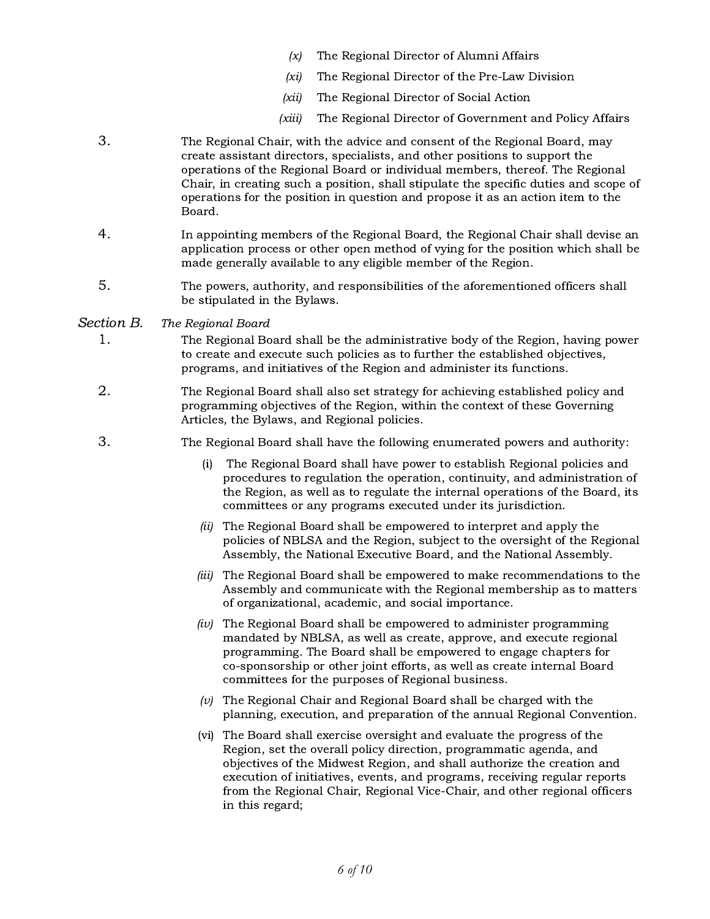*(x)* The Regional Director of Alumni Affairs

*(xi)* The Regional Director of the Pre-Law Division

*(xii)* The Regional Director of Social Action

*(xiii)* The Regional Director of Government and Policy Affairs

3. The Regional Chair, with the advice and consent of the Regional Board, may create assistant directors, specialists, and other positions to support the operations of the Regional Board or individual members, thereof. The Regional Chair, in creating such a position, shall stipulate the specific duties and scope of operations for the position in question and propose it as an action item to the Board.

4. In appointing members of the Regional Board, the Regional Chair shall devise an application process or other open method of vying for the position which shall be made generally available to any eligible member of the Region.

5. The powers, authority, and responsibilities of the aforementioned officers shall be stipulated in the Bylaws.

*Section B.* *The Regional Board*

1. The Regional Board shall be the administrative body of the Region, having power to create and execute such policies as to further the established objectives, programs, and initiatives of the Region and administer its functions.

2. The Regional Board shall also set strategy for achieving established policy and programming objectives of the Region, within the context of these Governing Articles, the Bylaws, and Regional policies.

3. The Regional Board shall have the following enumerated powers and authority:

   (i) The Regional Board shall have power to establish Regional policies and procedures to regulation the operation, continuity, and administration of the Region, as well as to regulate the internal operations of the Board, its committees or any programs executed under its jurisdiction.

   *(ii)* The Regional Board shall be empowered to interpret and apply the policies of NBLSA and the Region, subject to the oversight of the Regional Assembly, the National Executive Board, and the National Assembly.

   *(iii)* The Regional Board shall be empowered to make recommendations to the Assembly and communicate with the Regional membership as to matters of organizational, academic, and social importance.

   *(iv)* The Regional Board shall be empowered to administer programming mandated by NBLSA, as well as create, approve, and execute regional programming. The Board shall be empowered to engage chapters for co-sponsorship or other joint efforts, as well as create internal Board committees for the purposes of Regional business.

   *(v)* The Regional Chair and Regional Board shall be charged with the planning, execution, and preparation of the annual Regional Convention.

   (vi) The Board shall exercise oversight and evaluate the progress of the Region, set the overall policy direction, programmatic agenda, and objectives of the Midwest Region, and shall authorize the creation and execution of initiatives, events, and programs, receiving regular reports from the Regional Chair, Regional Vice-Chair, and other regional officers in this regard;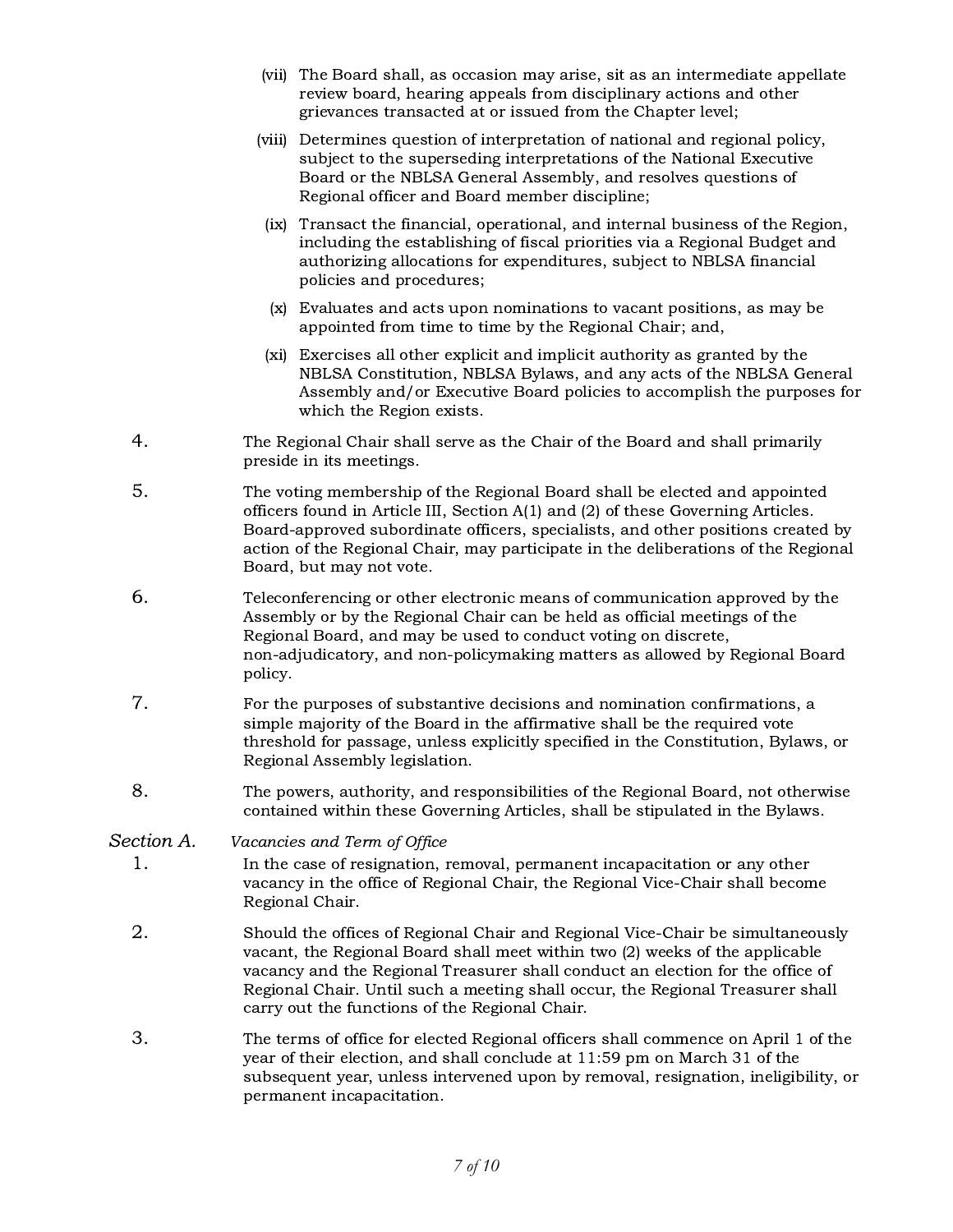(vii) The Board shall, as occasion may arise, sit as an intermediate appellate review board, hearing appeals from disciplinary actions and other grievances transacted at or issued from the Chapter level;

(viii) Determines question of interpretation of national and regional policy, subject to the superseding interpretations of the National Executive Board or the NBLSA General Assembly, and resolves questions of Regional officer and Board member discipline;

(ix) Transact the financial, operational, and internal business of the Region, including the establishing of fiscal priorities via a Regional Budget and authorizing allocations for expenditures, subject to NBLSA financial policies and procedures;

(x) Evaluates and acts upon nominations to vacant positions, as may be appointed from time to time by the Regional Chair; and,

(xi) Exercises all other explicit and implicit authority as granted by the NBLSA Constitution, NBLSA Bylaws, and any acts of the NBLSA General Assembly and/or Executive Board policies to accomplish the purposes for which the Region exists.

4. The Regional Chair shall serve as the Chair of the Board and shall primarily preside in its meetings.

5. The voting membership of the Regional Board shall be elected and appointed officers found in Article III, Section A(1) and (2) of these Governing Articles. Board-approved subordinate officers, specialists, and other positions created by action of the Regional Chair, may participate in the deliberations of the Regional Board, but may not vote.

6. Teleconferencing or other electronic means of communication approved by the Assembly or by the Regional Chair can be held as official meetings of the Regional Board, and may be used to conduct voting on discrete, non-adjudicatory, and non-policymaking matters as allowed by Regional Board policy.

7. For the purposes of substantive decisions and nomination confirmations, a simple majority of the Board in the affirmative shall be the required vote threshold for passage, unless explicitly specified in the Constitution, Bylaws, or Regional Assembly legislation.

8. The powers, authority, and responsibilities of the Regional Board, not otherwise contained within these Governing Articles, shall be stipulated in the Bylaws.

*Section A.* *Vacancies and Term of Office*

1. In the case of resignation, removal, permanent incapacitation or any other vacancy in the office of Regional Chair, the Regional Vice-Chair shall become Regional Chair.

2. Should the offices of Regional Chair and Regional Vice-Chair be simultaneously vacant, the Regional Board shall meet within two (2) weeks of the applicable vacancy and the Regional Treasurer shall conduct an election for the office of Regional Chair. Until such a meeting shall occur, the Regional Treasurer shall carry out the functions of the Regional Chair.

3. The terms of office for elected Regional officers shall commence on April 1 of the year of their election, and shall conclude at 11:59 pm on March 31 of the subsequent year, unless intervened upon by removal, resignation, ineligibility, or permanent incapacitation.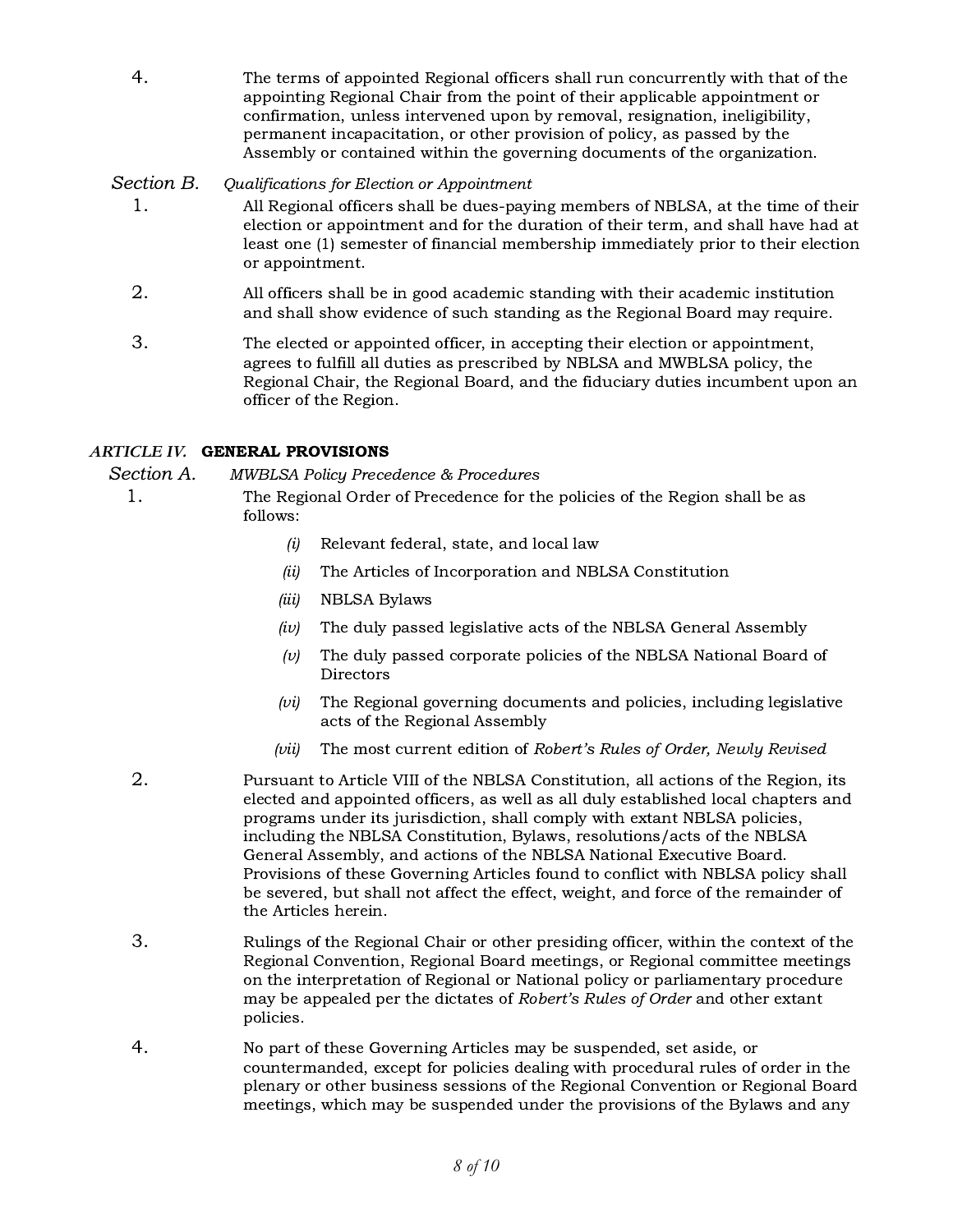4. The terms of appointed Regional officers shall run concurrently with that of the appointing Regional Chair from the point of their applicable appointment or confirmation, unless intervened upon by removal, resignation, ineligibility, permanent incapacitation, or other provision of policy, as passed by the Assembly or contained within the governing documents of the organization.

*Section B.* *Qualifications for Election or Appointment*

1. All Regional officers shall be dues-paying members of NBLSA, at the time of their election or appointment and for the duration of their term, and shall have had at least one (1) semester of financial membership immediately prior to their election or appointment.

2. All officers shall be in good academic standing with their academic institution and shall show evidence of such standing as the Regional Board may require.

3. The elected or appointed officer, in accepting their election or appointment, agrees to fulfill all duties as prescribed by NBLSA and MWBLSA policy, the Regional Chair, the Regional Board, and the fiduciary duties incumbent upon an officer of the Region.

## *ARTICLE IV.* **GENERAL PROVISIONS**

*Section A.* *MWBLSA Policy Precedence & Procedures*

1. The Regional Order of Precedence for the policies of the Region shall be as follows:

   *(i)* Relevant federal, state, and local law

   *(ii)* The Articles of Incorporation and NBLSA Constitution

   *(iii)* NBLSA Bylaws

   *(iv)* The duly passed legislative acts of the NBLSA General Assembly

   *(v)* The duly passed corporate policies of the NBLSA National Board of Directors

   *(vi)* The Regional governing documents and policies, including legislative acts of the Regional Assembly

   *(vii)* The most current edition of *Robert's Rules of Order, Newly Revised*

2. Pursuant to Article VIII of the NBLSA Constitution, all actions of the Region, its elected and appointed officers, as well as all duly established local chapters and programs under its jurisdiction, shall comply with extant NBLSA policies, including the NBLSA Constitution, Bylaws, resolutions/acts of the NBLSA General Assembly, and actions of the NBLSA National Executive Board. Provisions of these Governing Articles found to conflict with NBLSA policy shall be severed, but shall not affect the effect, weight, and force of the remainder of the Articles herein.

3. Rulings of the Regional Chair or other presiding officer, within the context of the Regional Convention, Regional Board meetings, or Regional committee meetings on the interpretation of Regional or National policy or parliamentary procedure may be appealed per the dictates of *Robert's Rules of Order* and other extant policies.

4. No part of these Governing Articles may be suspended, set aside, or countermanded, except for policies dealing with procedural rules of order in the plenary or other business sessions of the Regional Convention or Regional Board meetings, which may be suspended under the provisions of the Bylaws and any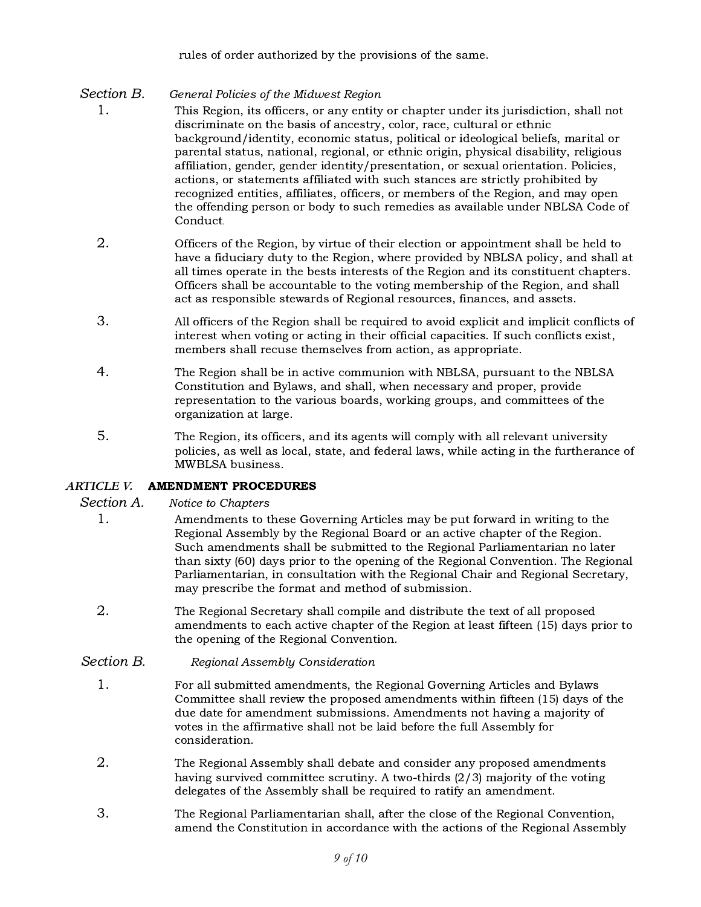rules of order authorized by the provisions of the same.

### Section B. *General Policies of the Midwest Region*

1. This Region, its officers, or any entity or chapter under its jurisdiction, shall not discriminate on the basis of ancestry, color, race, cultural or ethnic background/identity, economic status, political or ideological beliefs, marital or parental status, national, regional, or ethnic origin, physical disability, religious affiliation, gender, gender identity/presentation, or sexual orientation. Policies, actions, or statements affiliated with such stances are strictly prohibited by recognized entities, affiliates, officers, or members of the Region, and may open the offending person or body to such remedies as available under NBLSA Code of Conduct.

2. Officers of the Region, by virtue of their election or appointment shall be held to have a fiduciary duty to the Region, where provided by NBLSA policy, and shall at all times operate in the bests interests of the Region and its constituent chapters. Officers shall be accountable to the voting membership of the Region, and shall act as responsible stewards of Regional resources, finances, and assets.

3. All officers of the Region shall be required to avoid explicit and implicit conflicts of interest when voting or acting in their official capacities. If such conflicts exist, members shall recuse themselves from action, as appropriate.

4. The Region shall be in active communion with NBLSA, pursuant to the NBLSA Constitution and Bylaws, and shall, when necessary and proper, provide representation to the various boards, working groups, and committees of the organization at large.

5. The Region, its officers, and its agents will comply with all relevant university policies, as well as local, state, and federal laws, while acting in the furtherance of MWBLSA business.

## *ARTICLE V.* **AMENDMENT PROCEDURES**

### Section A. *Notice to Chapters*

1. Amendments to these Governing Articles may be put forward in writing to the Regional Assembly by the Regional Board or an active chapter of the Region. Such amendments shall be submitted to the Regional Parliamentarian no later than sixty (60) days prior to the opening of the Regional Convention. The Regional Parliamentarian, in consultation with the Regional Chair and Regional Secretary, may prescribe the format and method of submission.

2. The Regional Secretary shall compile and distribute the text of all proposed amendments to each active chapter of the Region at least fifteen (15) days prior to the opening of the Regional Convention.

### Section B. *Regional Assembly Consideration*

1. For all submitted amendments, the Regional Governing Articles and Bylaws Committee shall review the proposed amendments within fifteen (15) days of the due date for amendment submissions. Amendments not having a majority of votes in the affirmative shall not be laid before the full Assembly for consideration.

2. The Regional Assembly shall debate and consider any proposed amendments having survived committee scrutiny. A two-thirds (2/3) majority of the voting delegates of the Assembly shall be required to ratify an amendment.

3. The Regional Parliamentarian shall, after the close of the Regional Convention, amend the Constitution in accordance with the actions of the Regional Assembly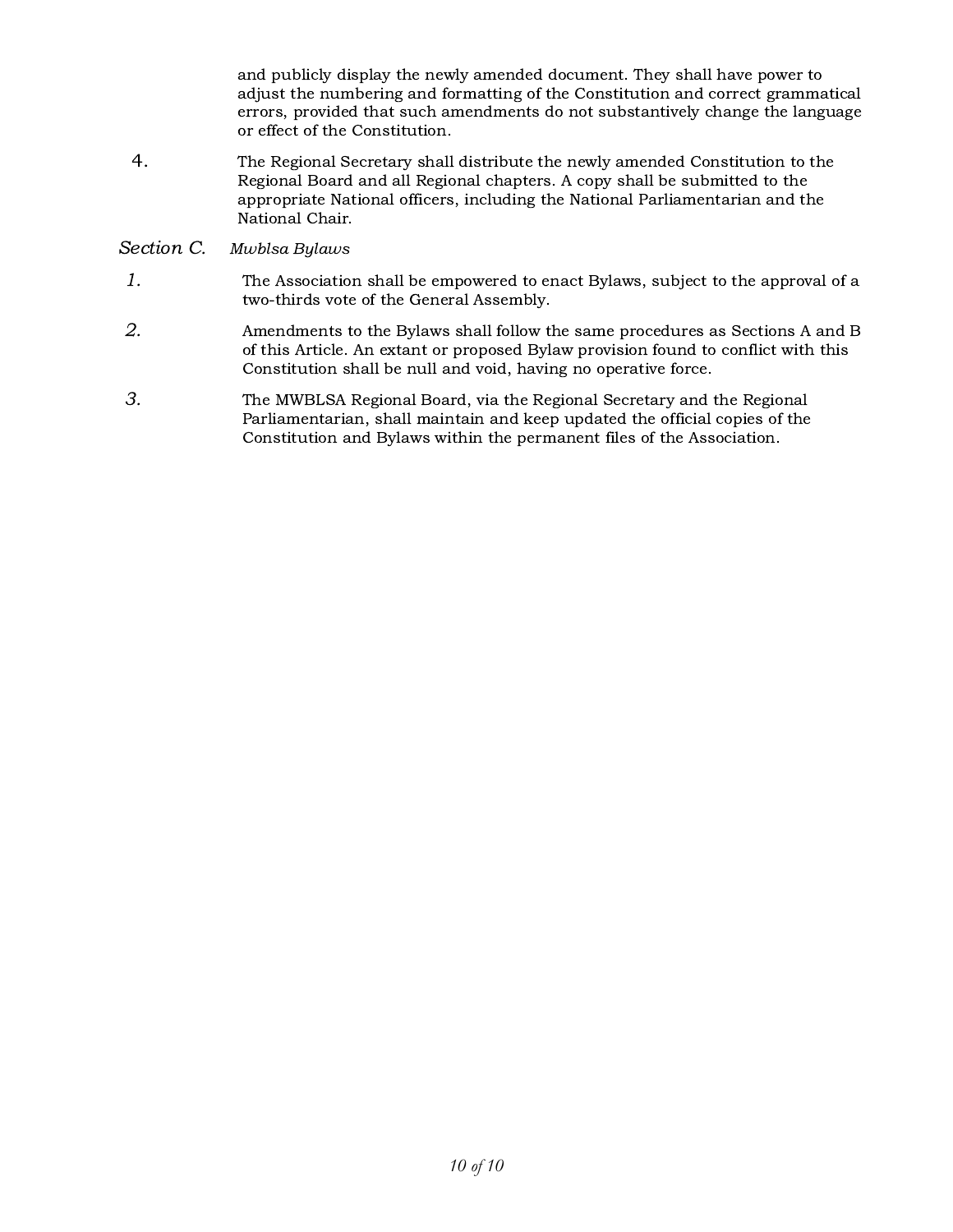and publicly display the newly amended document. They shall have power to adjust the numbering and formatting of the Constitution and correct grammatical errors, provided that such amendments do not substantively change the language or effect of the Constitution.

4. The Regional Secretary shall distribute the newly amended Constitution to the Regional Board and all Regional chapters. A copy shall be submitted to the appropriate National officers, including the National Parliamentarian and the National Chair.

### *Section C.* *Mwblsa Bylaws*

*1.* The Association shall be empowered to enact Bylaws, subject to the approval of a two-thirds vote of the General Assembly.

*2.* Amendments to the Bylaws shall follow the same procedures as Sections A and B of this Article. An extant or proposed Bylaw provision found to conflict with this Constitution shall be null and void, having no operative force.

*3.* The MWBLSA Regional Board, via the Regional Secretary and the Regional Parliamentarian, shall maintain and keep updated the official copies of the Constitution and Bylaws within the permanent files of the Association.